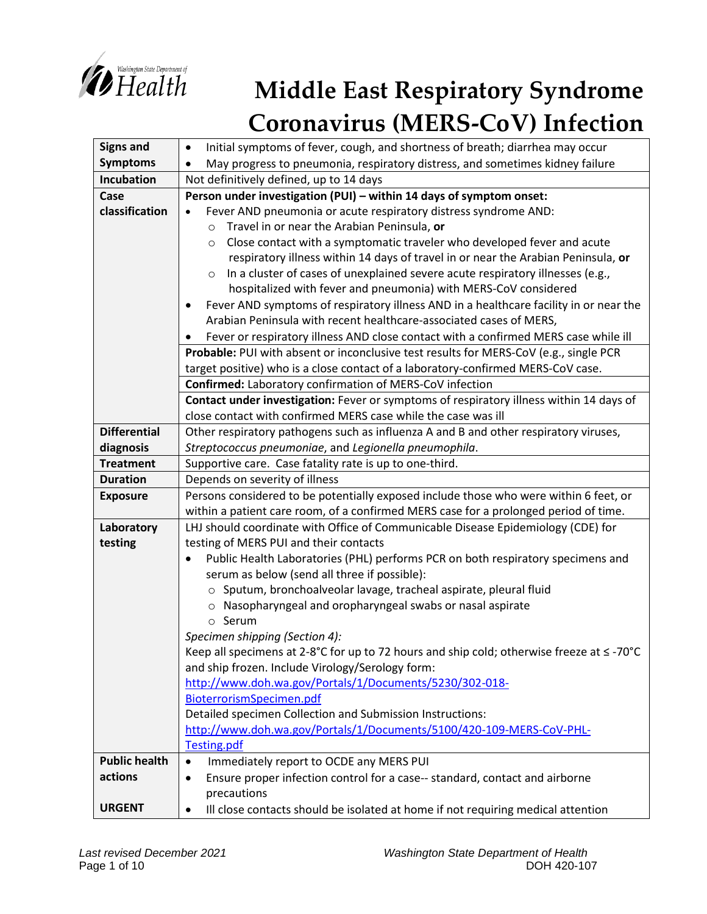# Middle East Respiratory Syndrome Coronavirus (MERS-CoV) Infection

| | |
|---|---|
| **Signs and Symptoms** | • Initial symptoms of fever, cough, and shortness of breath; diarrhea may occur<br>• May progress to pneumonia, respiratory distress, and sometimes kidney failure |
| **Incubation** | Not definitively defined, up to 14 days |
| **Case classification** | **Person under investigation (PUI) – within 14 days of symptom onset:**<br>• Fever AND pneumonia or acute respiratory distress syndrome AND:<br>&nbsp;&nbsp;○ Travel in or near the Arabian Peninsula, **or**<br>&nbsp;&nbsp;○ Close contact with a symptomatic traveler who developed fever and acute respiratory illness within 14 days of travel in or near the Arabian Peninsula, **or**<br>&nbsp;&nbsp;○ In a cluster of cases of unexplained severe acute respiratory illnesses (e.g., hospitalized with fever and pneumonia) with MERS-CoV considered<br>• Fever AND symptoms of respiratory illness AND in a healthcare facility in or near the Arabian Peninsula with recent healthcare-associated cases of MERS,<br>• Fever or respiratory illness AND close contact with a confirmed MERS case while ill |
| | **Probable:** PUI with absent or inconclusive test results for MERS-CoV (e.g., single PCR target positive) who is a close contact of a laboratory-confirmed MERS-CoV case. |
| | **Confirmed:** Laboratory confirmation of MERS-CoV infection |
| | **Contact under investigation:** Fever or symptoms of respiratory illness within 14 days of close contact with confirmed MERS case while the case was ill |
| **Differential diagnosis** | Other respiratory pathogens such as influenza A and B and other respiratory viruses, *Streptococcus pneumoniae*, and *Legionella pneumophila*. |
| **Treatment** | Supportive care. Case fatality rate is up to one-third. |
| **Duration** | Depends on severity of illness |
| **Exposure** | Persons considered to be potentially exposed include those who were within 6 feet, or within a patient care room, of a confirmed MERS case for a prolonged period of time. |
| **Laboratory testing** | LHJ should coordinate with Office of Communicable Disease Epidemiology (CDE) for testing of MERS PUI and their contacts<br>• Public Health Laboratories (PHL) performs PCR on both respiratory specimens and serum as below (send all three if possible):<br>&nbsp;&nbsp;○ Sputum, bronchoalveolar lavage, tracheal aspirate, pleural fluid<br>&nbsp;&nbsp;○ Nasopharyngeal and oropharyngeal swabs or nasal aspirate<br>&nbsp;&nbsp;○ Serum<br>*Specimen shipping (Section 4):*<br>Keep all specimens at 2-8°C for up to 72 hours and ship cold; otherwise freeze at ≤ -70°C and ship frozen. Include Virology/Serology form: http://www.doh.wa.gov/Portals/1/Documents/5230/302-018-BioterrorismSpecimen.pdf<br>Detailed specimen Collection and Submission Instructions: http://www.doh.wa.gov/Portals/1/Documents/5100/420-109-MERS-CoV-PHL-Testing.pdf |
| **Public health actions**<br><br>**URGENT** | • Immediately report to OCDE any MERS PUI<br>• Ensure proper infection control for a case-- standard, contact and airborne precautions<br>• Ill close contacts should be isolated at home if not requiring medical attention |

*Last revised December 2021*

Washington State Department of Health
DOH 420-107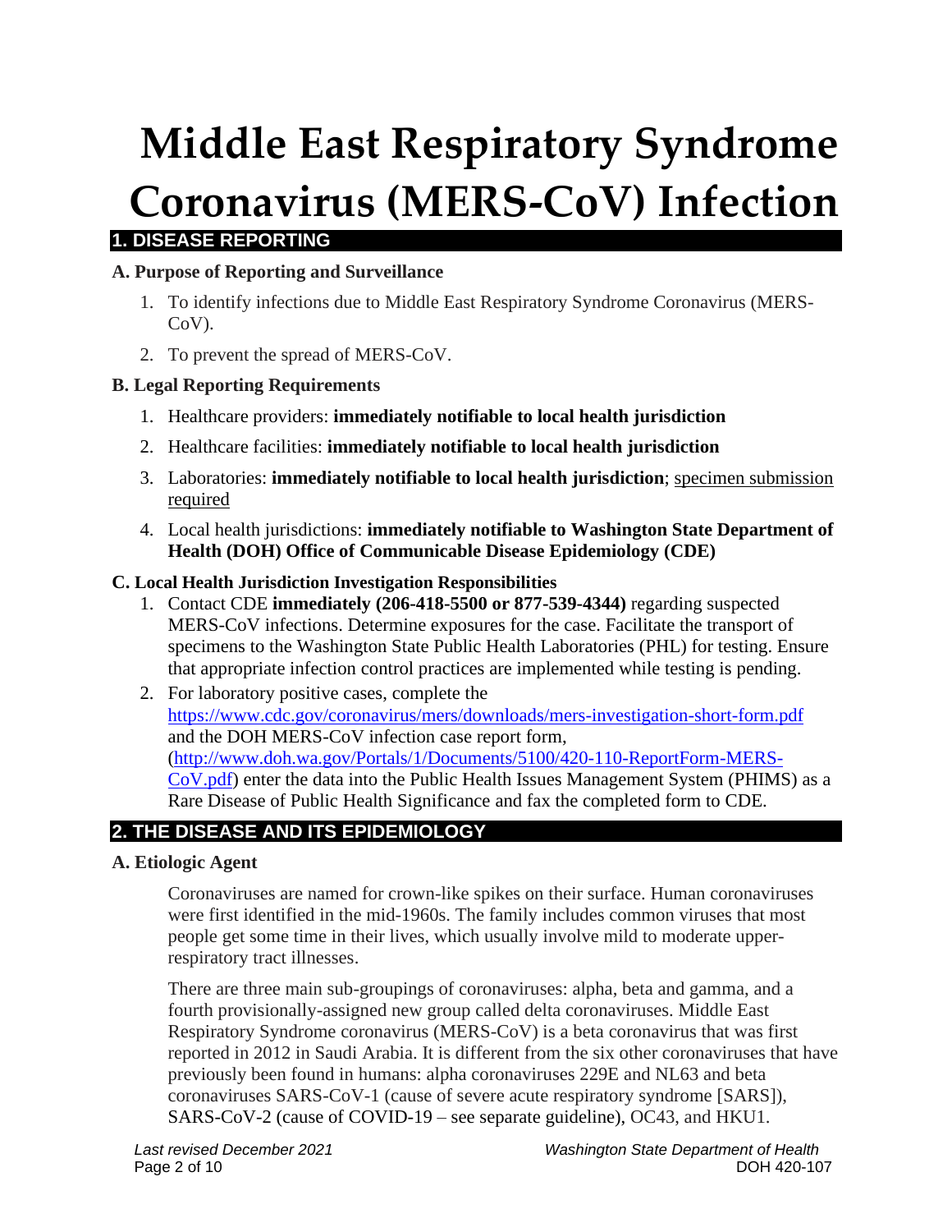# Middle East Respiratory Syndrome Coronavirus (MERS-CoV) Infection

## 1. DISEASE REPORTING

### A. Purpose of Reporting and Surveillance

1. To identify infections due to Middle East Respiratory Syndrome Coronavirus (MERS-CoV).
2. To prevent the spread of MERS-CoV.

### B. Legal Reporting Requirements

1. Healthcare providers: **immediately notifiable to local health jurisdiction**
2. Healthcare facilities: **immediately notifiable to local health jurisdiction**
3. Laboratories: **immediately notifiable to local health jurisdiction**; specimen submission required
4. Local health jurisdictions: **immediately notifiable to Washington State Department of Health (DOH) Office of Communicable Disease Epidemiology (CDE)**

### C. Local Health Jurisdiction Investigation Responsibilities

1. Contact CDE **immediately (206-418-5500 or 877-539-4344)** regarding suspected MERS-CoV infections. Determine exposures for the case. Facilitate the transport of specimens to the Washington State Public Health Laboratories (PHL) for testing. Ensure that appropriate infection control practices are implemented while testing is pending.
2. For laboratory positive cases, complete the https://www.cdc.gov/coronavirus/mers/downloads/mers-investigation-short-form.pdf and the DOH MERS-CoV infection case report form, (http://www.doh.wa.gov/Portals/1/Documents/5100/420-110-ReportForm-MERS-CoV.pdf) enter the data into the Public Health Issues Management System (PHIMS) as a Rare Disease of Public Health Significance and fax the completed form to CDE.

## 2. THE DISEASE AND ITS EPIDEMIOLOGY

### A. Etiologic Agent

Coronaviruses are named for crown-like spikes on their surface. Human coronaviruses were first identified in the mid-1960s. The family includes common viruses that most people get some time in their lives, which usually involve mild to moderate upper-respiratory tract illnesses.

There are three main sub-groupings of coronaviruses: alpha, beta and gamma, and a fourth provisionally-assigned new group called delta coronaviruses. Middle East Respiratory Syndrome coronavirus (MERS-CoV) is a beta coronavirus that was first reported in 2012 in Saudi Arabia. It is different from the six other coronaviruses that have previously been found in humans: alpha coronaviruses 229E and NL63 and beta coronaviruses SARS-CoV-1 (cause of severe acute respiratory syndrome [SARS]), SARS-CoV-2 (cause of COVID-19 – see separate guideline), OC43, and HKU1.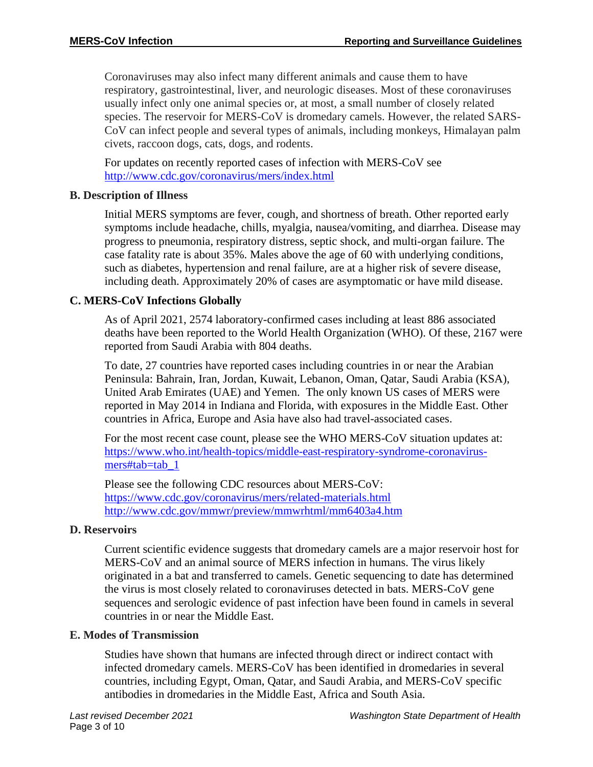Coronaviruses may also infect many different animals and cause them to have respiratory, gastrointestinal, liver, and neurologic diseases. Most of these coronaviruses usually infect only one animal species or, at most, a small number of closely related species. The reservoir for MERS-CoV is dromedary camels. However, the related SARS-CoV can infect people and several types of animals, including monkeys, Himalayan palm civets, raccoon dogs, cats, dogs, and rodents.

For updates on recently reported cases of infection with MERS-CoV see http://www.cdc.gov/coronavirus/mers/index.html

### B. Description of Illness

Initial MERS symptoms are fever, cough, and shortness of breath. Other reported early symptoms include headache, chills, myalgia, nausea/vomiting, and diarrhea. Disease may progress to pneumonia, respiratory distress, septic shock, and multi-organ failure. The case fatality rate is about 35%. Males above the age of 60 with underlying conditions, such as diabetes, hypertension and renal failure, are at a higher risk of severe disease, including death. Approximately 20% of cases are asymptomatic or have mild disease.

### C. MERS-CoV Infections Globally

As of April 2021, 2574 laboratory-confirmed cases including at least 886 associated deaths have been reported to the World Health Organization (WHO). Of these, 2167 were reported from Saudi Arabia with 804 deaths.

To date, 27 countries have reported cases including countries in or near the Arabian Peninsula: Bahrain, Iran, Jordan, Kuwait, Lebanon, Oman, Qatar, Saudi Arabia (KSA), United Arab Emirates (UAE) and Yemen. The only known US cases of MERS were reported in May 2014 in Indiana and Florida, with exposures in the Middle East. Other countries in Africa, Europe and Asia have also had travel-associated cases.

For the most recent case count, please see the WHO MERS-CoV situation updates at: https://www.who.int/health-topics/middle-east-respiratory-syndrome-coronavirus-mers#tab=tab_1

Please see the following CDC resources about MERS-CoV:
https://www.cdc.gov/coronavirus/mers/related-materials.html
http://www.cdc.gov/mmwr/preview/mmwrhtml/mm6403a4.htm

### D. Reservoirs

Current scientific evidence suggests that dromedary camels are a major reservoir host for MERS-CoV and an animal source of MERS infection in humans. The virus likely originated in a bat and transferred to camels. Genetic sequencing to date has determined the virus is most closely related to coronaviruses detected in bats. MERS-CoV gene sequences and serologic evidence of past infection have been found in camels in several countries in or near the Middle East.

### E. Modes of Transmission

Studies have shown that humans are infected through direct or indirect contact with infected dromedary camels. MERS-CoV has been identified in dromedaries in several countries, including Egypt, Oman, Qatar, and Saudi Arabia, and MERS-CoV specific antibodies in dromedaries in the Middle East, Africa and South Asia.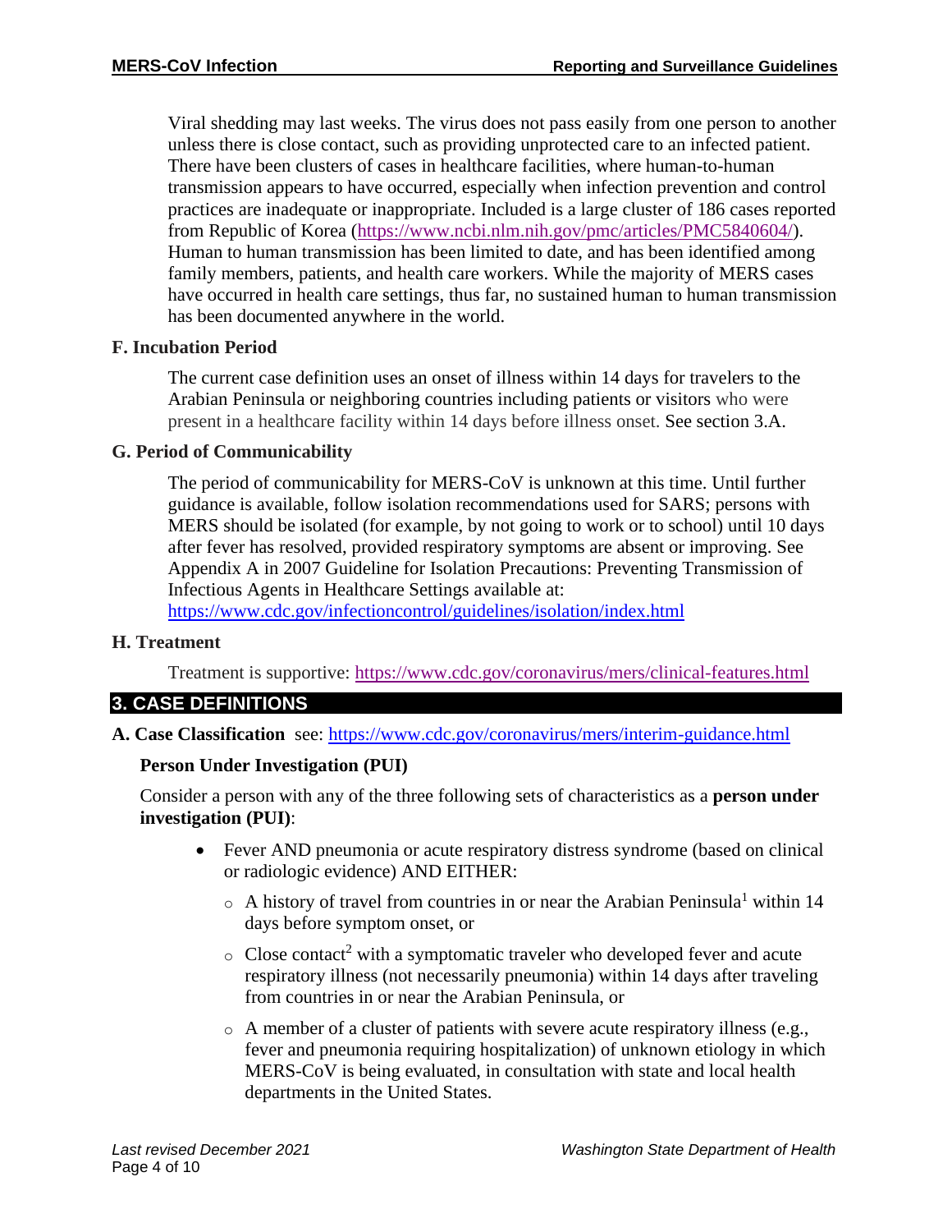Viral shedding may last weeks. The virus does not pass easily from one person to another unless there is close contact, such as providing unprotected care to an infected patient. There have been clusters of cases in healthcare facilities, where human-to-human transmission appears to have occurred, especially when infection prevention and control practices are inadequate or inappropriate. Included is a large cluster of 186 cases reported from Republic of Korea (https://www.ncbi.nlm.nih.gov/pmc/articles/PMC5840604/). Human to human transmission has been limited to date, and has been identified among family members, patients, and health care workers. While the majority of MERS cases have occurred in health care settings, thus far, no sustained human to human transmission has been documented anywhere in the world.

### F. Incubation Period

The current case definition uses an onset of illness within 14 days for travelers to the Arabian Peninsula or neighboring countries including patients or visitors who were present in a healthcare facility within 14 days before illness onset. See section 3.A.

### G. Period of Communicability

The period of communicability for MERS-CoV is unknown at this time. Until further guidance is available, follow isolation recommendations used for SARS; persons with MERS should be isolated (for example, by not going to work or to school) until 10 days after fever has resolved, provided respiratory symptoms are absent or improving. See Appendix A in 2007 Guideline for Isolation Precautions: Preventing Transmission of Infectious Agents in Healthcare Settings available at: https://www.cdc.gov/infectioncontrol/guidelines/isolation/index.html

### H. Treatment

Treatment is supportive: https://www.cdc.gov/coronavirus/mers/clinical-features.html

## 3. CASE DEFINITIONS

### A. Case Classification see: https://www.cdc.gov/coronavirus/mers/interim-guidance.html

#### Person Under Investigation (PUI)

Consider a person with any of the three following sets of characteristics as a **person under investigation (PUI)**:

- Fever AND pneumonia or acute respiratory distress syndrome (based on clinical or radiologic evidence) AND EITHER:
  - A history of travel from countries in or near the Arabian Peninsula[1] within 14 days before symptom onset, or
  - Close contact[2] with a symptomatic traveler who developed fever and acute respiratory illness (not necessarily pneumonia) within 14 days after traveling from countries in or near the Arabian Peninsula, or
  - A member of a cluster of patients with severe acute respiratory illness (e.g., fever and pneumonia requiring hospitalization) of unknown etiology in which MERS-CoV is being evaluated, in consultation with state and local health departments in the United States.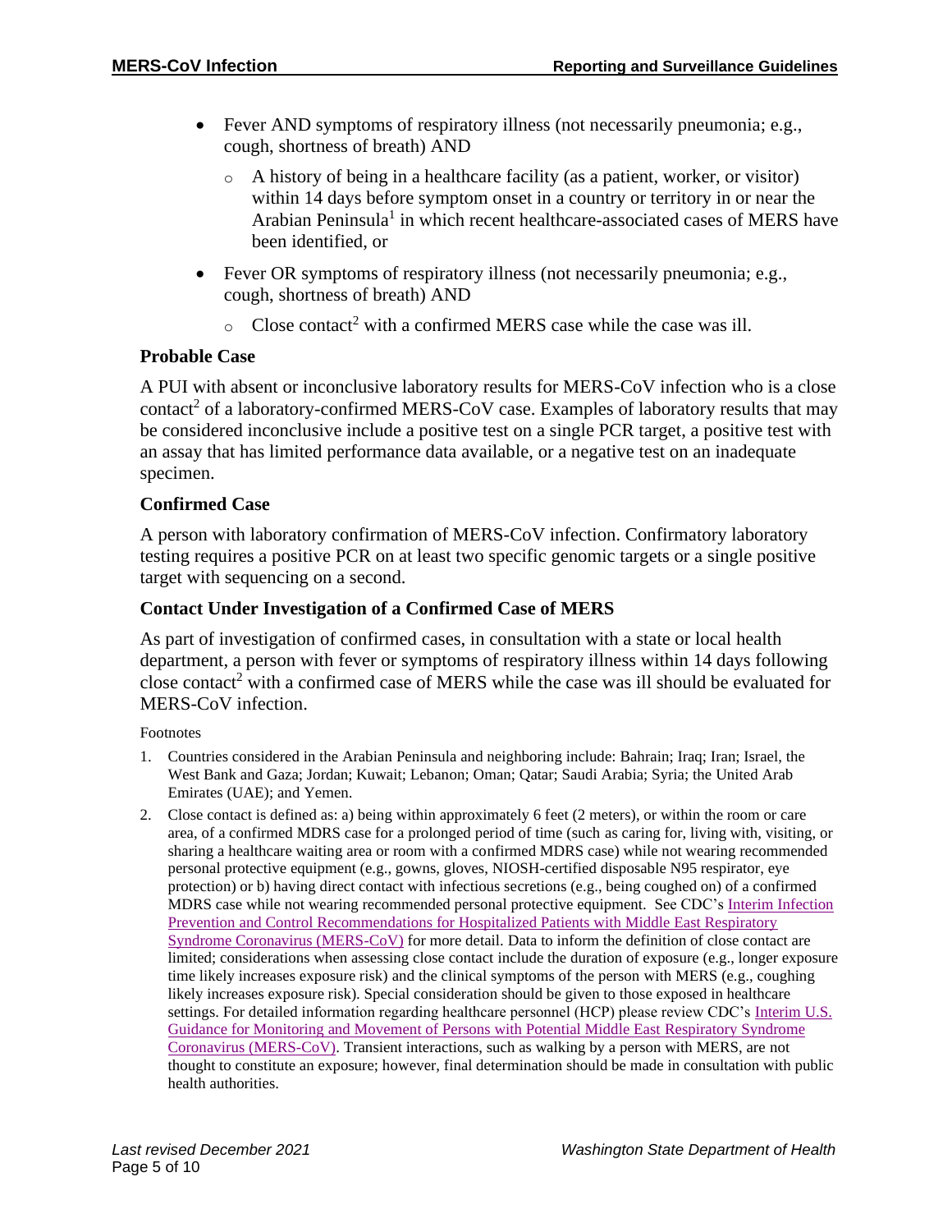- Fever AND symptoms of respiratory illness (not necessarily pneumonia; e.g., cough, shortness of breath) AND
  - A history of being in a healthcare facility (as a patient, worker, or visitor) within 14 days before symptom onset in a country or territory in or near the Arabian Peninsula[1] in which recent healthcare-associated cases of MERS have been identified, or
- Fever OR symptoms of respiratory illness (not necessarily pneumonia; e.g., cough, shortness of breath) AND
  - Close contact[2] with a confirmed MERS case while the case was ill.

### Probable Case

A PUI with absent or inconclusive laboratory results for MERS-CoV infection who is a close contact[2] of a laboratory-confirmed MERS-CoV case. Examples of laboratory results that may be considered inconclusive include a positive test on a single PCR target, a positive test with an assay that has limited performance data available, or a negative test on an inadequate specimen.

### Confirmed Case

A person with laboratory confirmation of MERS-CoV infection. Confirmatory laboratory testing requires a positive PCR on at least two specific genomic targets or a single positive target with sequencing on a second.

### Contact Under Investigation of a Confirmed Case of MERS

As part of investigation of confirmed cases, in consultation with a state or local health department, a person with fever or symptoms of respiratory illness within 14 days following close contact[2] with a confirmed case of MERS while the case was ill should be evaluated for MERS-CoV infection.

Footnotes

1. Countries considered in the Arabian Peninsula and neighboring include: Bahrain; Iraq; Iran; Israel, the West Bank and Gaza; Jordan; Kuwait; Lebanon; Oman; Qatar; Saudi Arabia; Syria; the United Arab Emirates (UAE); and Yemen.
2. Close contact is defined as: a) being within approximately 6 feet (2 meters), or within the room or care area, of a confirmed MDRS case for a prolonged period of time (such as caring for, living with, visiting, or sharing a healthcare waiting area or room with a confirmed MDRS case) while not wearing recommended personal protective equipment (e.g., gowns, gloves, NIOSH-certified disposable N95 respirator, eye protection) or b) having direct contact with infectious secretions (e.g., being coughed on) of a confirmed MDRS case while not wearing recommended personal protective equipment. See CDC's Interim Infection Prevention and Control Recommendations for Hospitalized Patients with Middle East Respiratory Syndrome Coronavirus (MERS-CoV) for more detail. Data to inform the definition of close contact are limited; considerations when assessing close contact include the duration of exposure (e.g., longer exposure time likely increases exposure risk) and the clinical symptoms of the person with MERS (e.g., coughing likely increases exposure risk). Special consideration should be given to those exposed in healthcare settings. For detailed information regarding healthcare personnel (HCP) please review CDC's Interim U.S. Guidance for Monitoring and Movement of Persons with Potential Middle East Respiratory Syndrome Coronavirus (MERS-CoV). Transient interactions, such as walking by a person with MERS, are not thought to constitute an exposure; however, final determination should be made in consultation with public health authorities.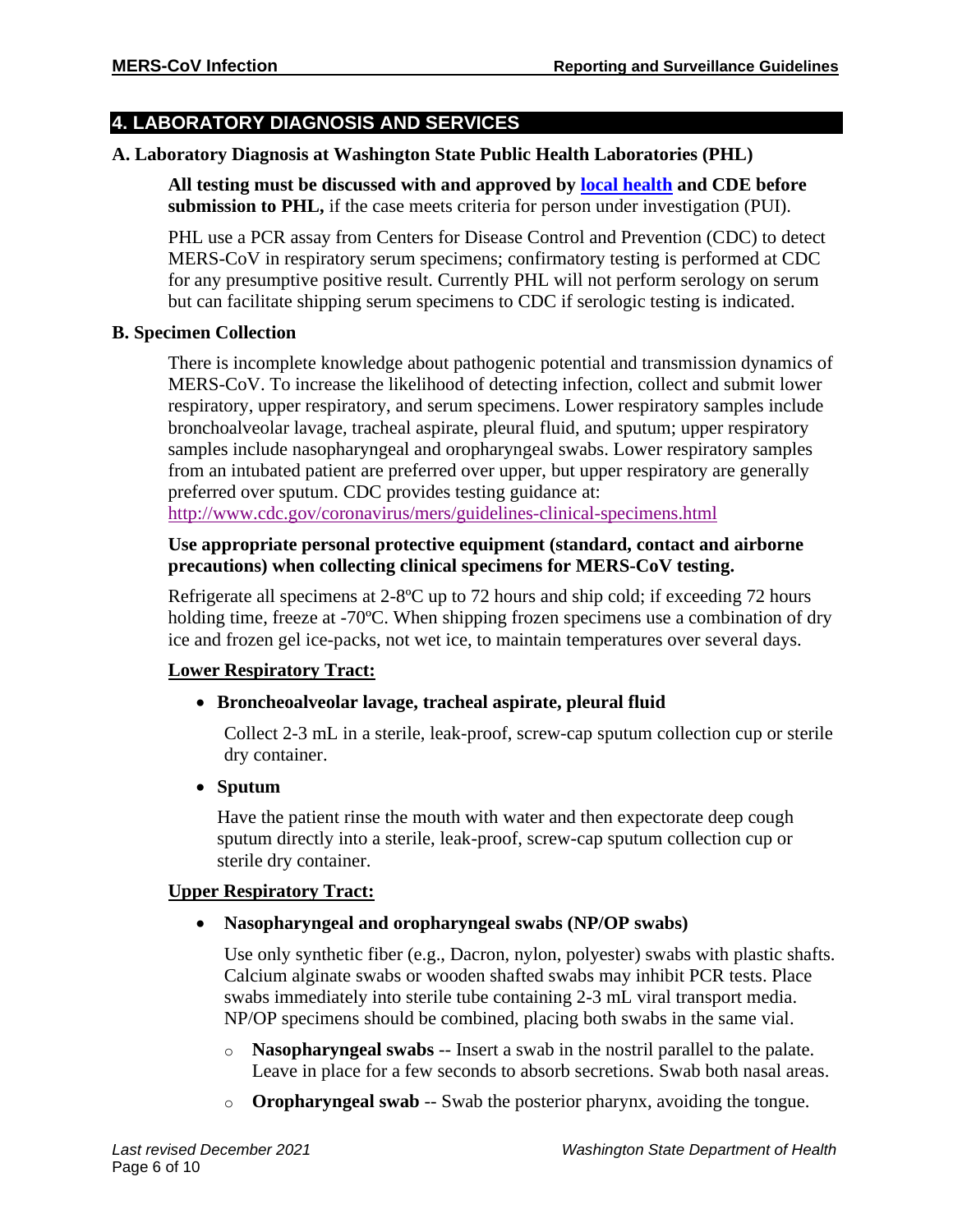## 4. LABORATORY DIAGNOSIS AND SERVICES

### A. Laboratory Diagnosis at Washington State Public Health Laboratories (PHL)

**All testing must be discussed with and approved by [local health](#) and CDE before submission to PHL,** if the case meets criteria for person under investigation (PUI).

PHL use a PCR assay from Centers for Disease Control and Prevention (CDC) to detect MERS-CoV in respiratory serum specimens; confirmatory testing is performed at CDC for any presumptive positive result. Currently PHL will not perform serology on serum but can facilitate shipping serum specimens to CDC if serologic testing is indicated.

### B. Specimen Collection

There is incomplete knowledge about pathogenic potential and transmission dynamics of MERS-CoV. To increase the likelihood of detecting infection, collect and submit lower respiratory, upper respiratory, and serum specimens. Lower respiratory samples include bronchoalveolar lavage, tracheal aspirate, pleural fluid, and sputum; upper respiratory samples include nasopharyngeal and oropharyngeal swabs. Lower respiratory samples from an intubated patient are preferred over upper, but upper respiratory are generally preferred over sputum. CDC provides testing guidance at: http://www.cdc.gov/coronavirus/mers/guidelines-clinical-specimens.html

**Use appropriate personal protective equipment (standard, contact and airborne precautions) when collecting clinical specimens for MERS-CoV testing.**

Refrigerate all specimens at 2-8ºC up to 72 hours and ship cold; if exceeding 72 hours holding time, freeze at -70ºC. When shipping frozen specimens use a combination of dry ice and frozen gel ice-packs, not wet ice, to maintain temperatures over several days.

**Lower Respiratory Tract:**

- **Broncheoalveolar lavage, tracheal aspirate, pleural fluid**

  Collect 2-3 mL in a sterile, leak-proof, screw-cap sputum collection cup or sterile dry container.

- **Sputum**

  Have the patient rinse the mouth with water and then expectorate deep cough sputum directly into a sterile, leak-proof, screw-cap sputum collection cup or sterile dry container.

**Upper Respiratory Tract:**

- **Nasopharyngeal and oropharyngeal swabs (NP/OP swabs)**

  Use only synthetic fiber (e.g., Dacron, nylon, polyester) swabs with plastic shafts. Calcium alginate swabs or wooden shafted swabs may inhibit PCR tests. Place swabs immediately into sterile tube containing 2-3 mL viral transport media. NP/OP specimens should be combined, placing both swabs in the same vial.

  - **Nasopharyngeal swabs** -- Insert a swab in the nostril parallel to the palate. Leave in place for a few seconds to absorb secretions. Swab both nasal areas.
  - **Oropharyngeal swab** -- Swab the posterior pharynx, avoiding the tongue.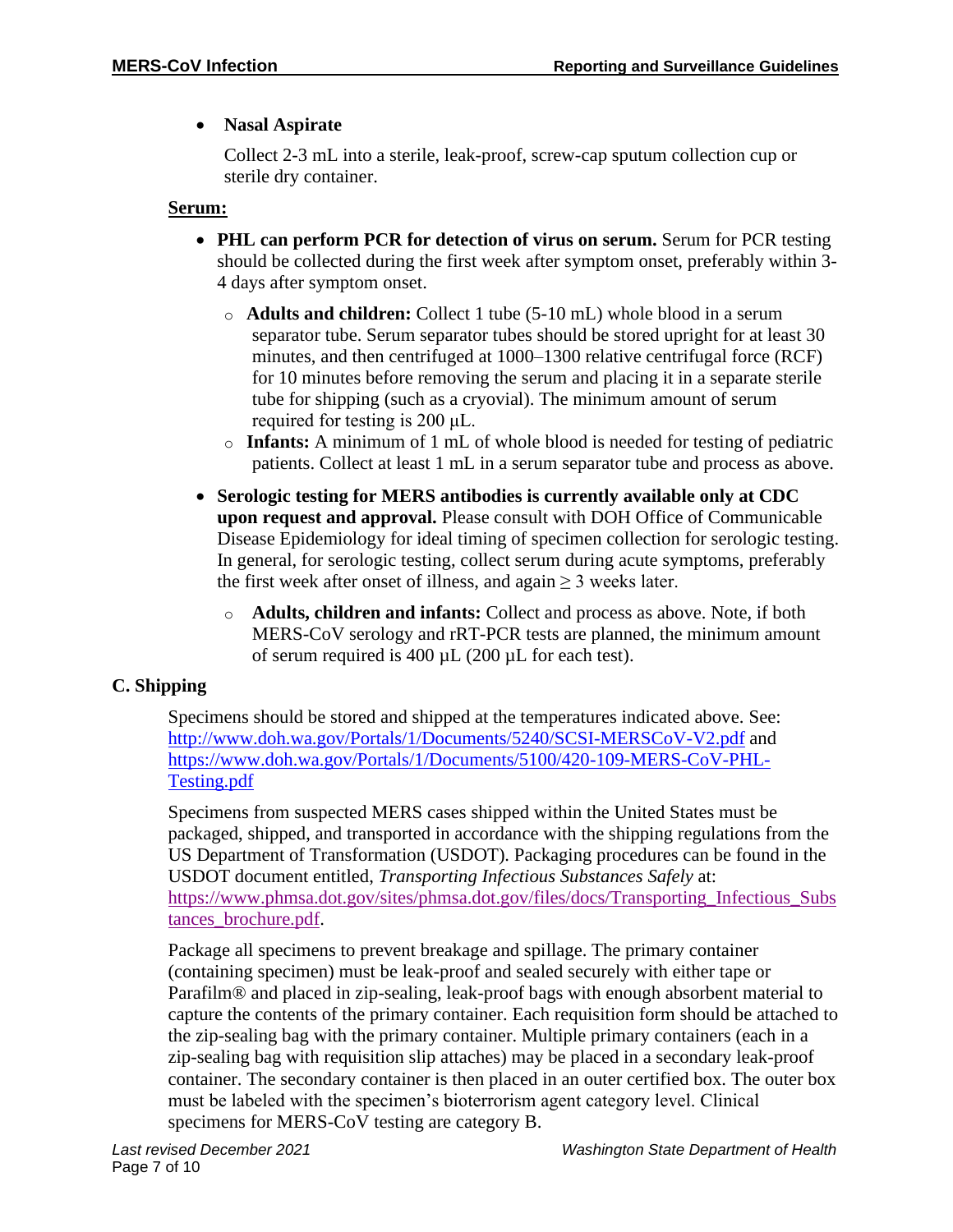- **Nasal Aspirate**

  Collect 2-3 mL into a sterile, leak-proof, screw-cap sputum collection cup or sterile dry container.

**Serum:**

- **PHL can perform PCR for detection of virus on serum.** Serum for PCR testing should be collected during the first week after symptom onset, preferably within 3-4 days after symptom onset.
  - **Adults and children:** Collect 1 tube (5-10 mL) whole blood in a serum separator tube. Serum separator tubes should be stored upright for at least 30 minutes, and then centrifuged at 1000–1300 relative centrifugal force (RCF) for 10 minutes before removing the serum and placing it in a separate sterile tube for shipping (such as a cryovial). The minimum amount of serum required for testing is 200 µL.
  - **Infants:** A minimum of 1 mL of whole blood is needed for testing of pediatric patients. Collect at least 1 mL in a serum separator tube and process as above.
- **Serologic testing for MERS antibodies is currently available only at CDC upon request and approval.** Please consult with DOH Office of Communicable Disease Epidemiology for ideal timing of specimen collection for serologic testing. In general, for serologic testing, collect serum during acute symptoms, preferably the first week after onset of illness, and again ≥ 3 weeks later.
  - **Adults, children and infants:** Collect and process as above. Note, if both MERS-CoV serology and rRT-PCR tests are planned, the minimum amount of serum required is 400 µL (200 µL for each test).

### C. Shipping

Specimens should be stored and shipped at the temperatures indicated above. See: [http://www.doh.wa.gov/Portals/1/Documents/5240/SCSI-MERSCoV-V2.pdf](http://www.doh.wa.gov/Portals/1/Documents/5240/SCSI-MERSCoV-V2.pdf) and [https://www.doh.wa.gov/Portals/1/Documents/5100/420-109-MERS-CoV-PHL-Testing.pdf](https://www.doh.wa.gov/Portals/1/Documents/5100/420-109-MERS-CoV-PHL-Testing.pdf)

Specimens from suspected MERS cases shipped within the United States must be packaged, shipped, and transported in accordance with the shipping regulations from the US Department of Transformation (USDOT). Packaging procedures can be found in the USDOT document entitled, *Transporting Infectious Substances Safely* at: [https://www.phmsa.dot.gov/sites/phmsa.dot.gov/files/docs/Transporting_Infectious_Substances_brochure.pdf](https://www.phmsa.dot.gov/sites/phmsa.dot.gov/files/docs/Transporting_Infectious_Substances_brochure.pdf).

Package all specimens to prevent breakage and spillage. The primary container (containing specimen) must be leak-proof and sealed securely with either tape or Parafilm® and placed in zip-sealing, leak-proof bags with enough absorbent material to capture the contents of the primary container. Each requisition form should be attached to the zip-sealing bag with the primary container. Multiple primary containers (each in a zip-sealing bag with requisition slip attaches) may be placed in a secondary leak-proof container. The secondary container is then placed in an outer certified box. The outer box must be labeled with the specimen's bioterrorism agent category level. Clinical specimens for MERS-CoV testing are category B.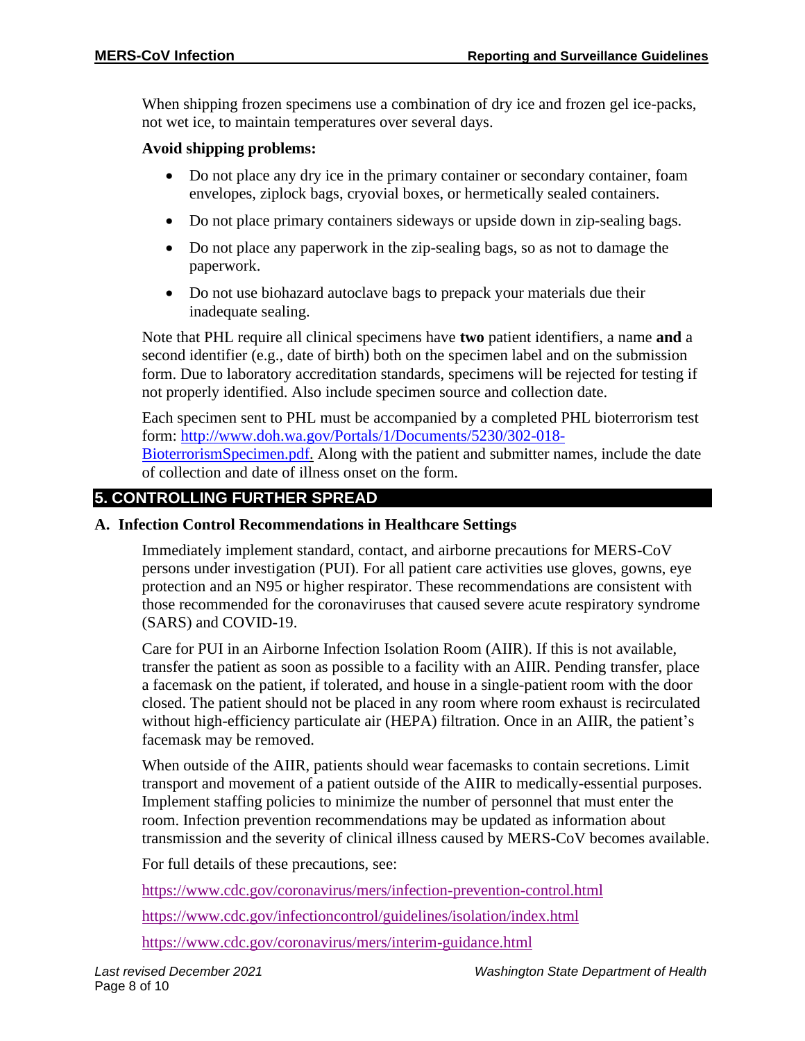When shipping frozen specimens use a combination of dry ice and frozen gel ice-packs, not wet ice, to maintain temperatures over several days.

**Avoid shipping problems:**

- Do not place any dry ice in the primary container or secondary container, foam envelopes, ziplock bags, cryovial boxes, or hermetically sealed containers.
- Do not place primary containers sideways or upside down in zip-sealing bags.
- Do not place any paperwork in the zip-sealing bags, so as not to damage the paperwork.
- Do not use biohazard autoclave bags to prepack your materials due their inadequate sealing.

Note that PHL require all clinical specimens have **two** patient identifiers, a name **and** a second identifier (e.g., date of birth) both on the specimen label and on the submission form. Due to laboratory accreditation standards, specimens will be rejected for testing if not properly identified. Also include specimen source and collection date.

Each specimen sent to PHL must be accompanied by a completed PHL bioterrorism test form: [http://www.doh.wa.gov/Portals/1/Documents/5230/302-018-BioterrorismSpecimen.pdf](http://www.doh.wa.gov/Portals/1/Documents/5230/302-018-BioterrorismSpecimen.pdf). Along with the patient and submitter names, include the date of collection and date of illness onset on the form.

## 5. CONTROLLING FURTHER SPREAD

### A. Infection Control Recommendations in Healthcare Settings

Immediately implement standard, contact, and airborne precautions for MERS-CoV persons under investigation (PUI). For all patient care activities use gloves, gowns, eye protection and an N95 or higher respirator. These recommendations are consistent with those recommended for the coronaviruses that caused severe acute respiratory syndrome (SARS) and COVID-19.

Care for PUI in an Airborne Infection Isolation Room (AIIR). If this is not available, transfer the patient as soon as possible to a facility with an AIIR. Pending transfer, place a facemask on the patient, if tolerated, and house in a single-patient room with the door closed. The patient should not be placed in any room where room exhaust is recirculated without high-efficiency particulate air (HEPA) filtration. Once in an AIIR, the patient's facemask may be removed.

When outside of the AIIR, patients should wear facemasks to contain secretions. Limit transport and movement of a patient outside of the AIIR to medically-essential purposes. Implement staffing policies to minimize the number of personnel that must enter the room. Infection prevention recommendations may be updated as information about transmission and the severity of clinical illness caused by MERS-CoV becomes available.

For full details of these precautions, see:

https://www.cdc.gov/coronavirus/mers/infection-prevention-control.html

https://www.cdc.gov/infectioncontrol/guidelines/isolation/index.html

https://www.cdc.gov/coronavirus/mers/interim-guidance.html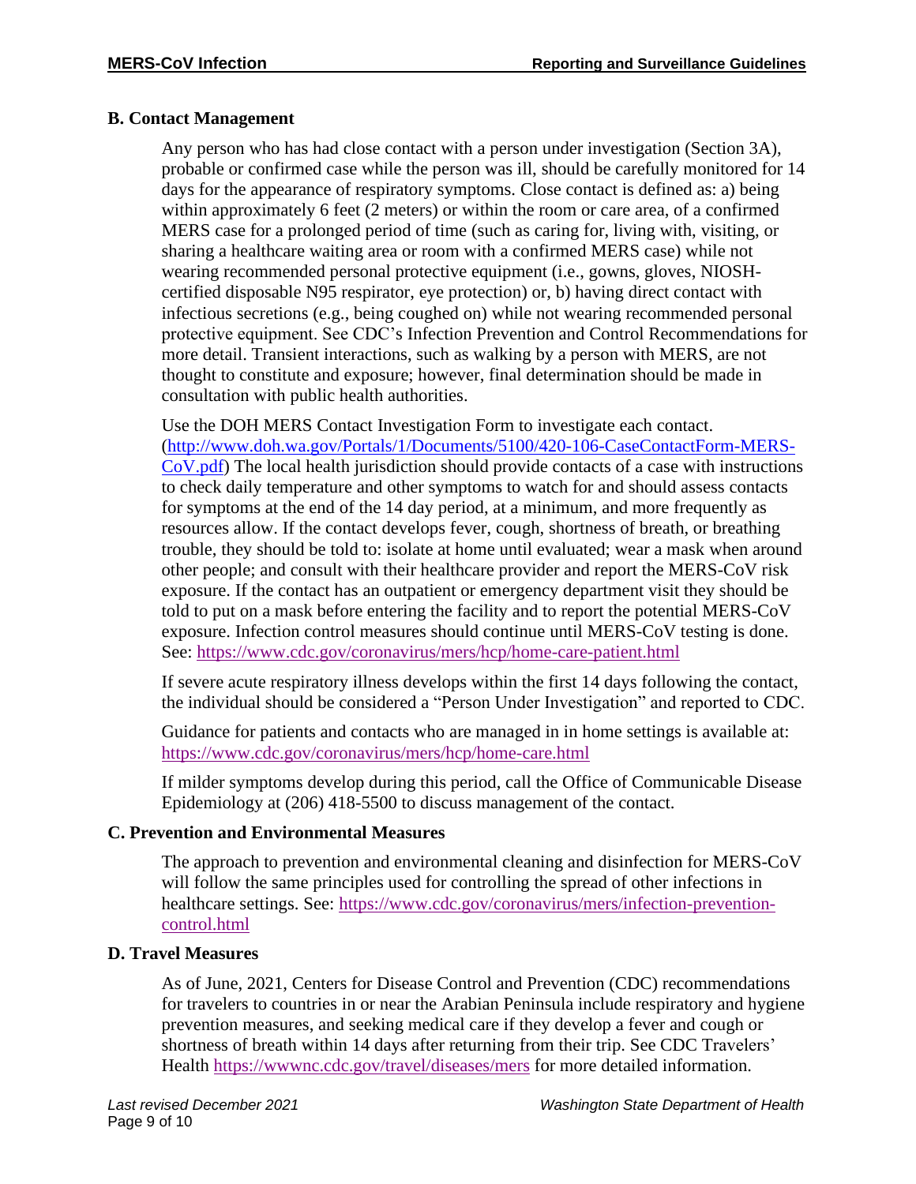### B. Contact Management

Any person who has had close contact with a person under investigation (Section 3A), probable or confirmed case while the person was ill, should be carefully monitored for 14 days for the appearance of respiratory symptoms. Close contact is defined as: a) being within approximately 6 feet (2 meters) or within the room or care area, of a confirmed MERS case for a prolonged period of time (such as caring for, living with, visiting, or sharing a healthcare waiting area or room with a confirmed MERS case) while not wearing recommended personal protective equipment (i.e., gowns, gloves, NIOSH-certified disposable N95 respirator, eye protection) or, b) having direct contact with infectious secretions (e.g., being coughed on) while not wearing recommended personal protective equipment. See CDC's Infection Prevention and Control Recommendations for more detail. Transient interactions, such as walking by a person with MERS, are not thought to constitute and exposure; however, final determination should be made in consultation with public health authorities.

Use the DOH MERS Contact Investigation Form to investigate each contact. (http://www.doh.wa.gov/Portals/1/Documents/5100/420-106-CaseContactForm-MERS-CoV.pdf) The local health jurisdiction should provide contacts of a case with instructions to check daily temperature and other symptoms to watch for and should assess contacts for symptoms at the end of the 14 day period, at a minimum, and more frequently as resources allow. If the contact develops fever, cough, shortness of breath, or breathing trouble, they should be told to: isolate at home until evaluated; wear a mask when around other people; and consult with their healthcare provider and report the MERS-CoV risk exposure. If the contact has an outpatient or emergency department visit they should be told to put on a mask before entering the facility and to report the potential MERS-CoV exposure. Infection control measures should continue until MERS-CoV testing is done. See: https://www.cdc.gov/coronavirus/mers/hcp/home-care-patient.html

If severe acute respiratory illness develops within the first 14 days following the contact, the individual should be considered a "Person Under Investigation" and reported to CDC.

Guidance for patients and contacts who are managed in in home settings is available at: https://www.cdc.gov/coronavirus/mers/hcp/home-care.html

If milder symptoms develop during this period, call the Office of Communicable Disease Epidemiology at (206) 418-5500 to discuss management of the contact.

### C. Prevention and Environmental Measures

The approach to prevention and environmental cleaning and disinfection for MERS-CoV will follow the same principles used for controlling the spread of other infections in healthcare settings. See: https://www.cdc.gov/coronavirus/mers/infection-prevention-control.html

### D. Travel Measures

As of June, 2021, Centers for Disease Control and Prevention (CDC) recommendations for travelers to countries in or near the Arabian Peninsula include respiratory and hygiene prevention measures, and seeking medical care if they develop a fever and cough or shortness of breath within 14 days after returning from their trip. See CDC Travelers' Health https://wwwnc.cdc.gov/travel/diseases/mers for more detailed information.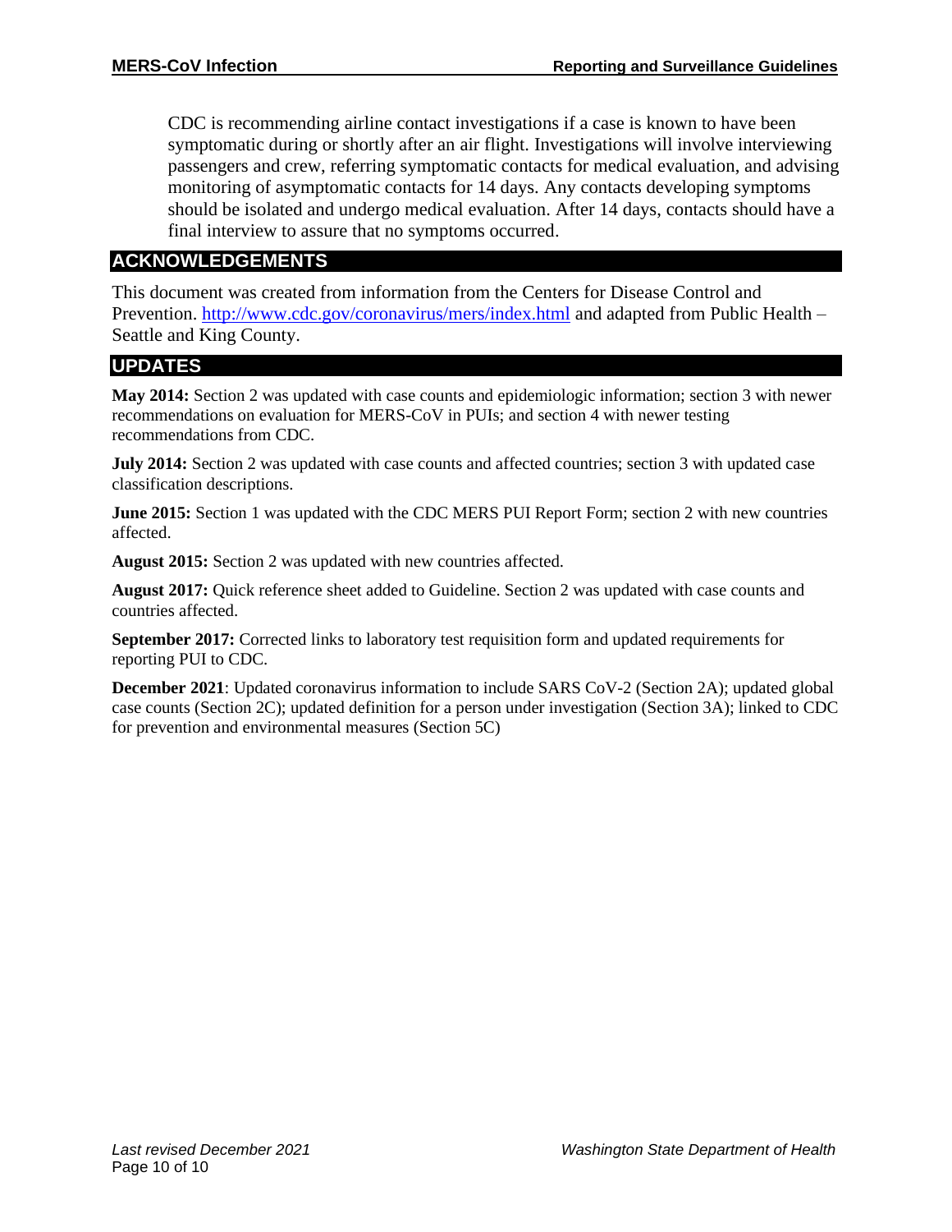CDC is recommending airline contact investigations if a case is known to have been symptomatic during or shortly after an air flight. Investigations will involve interviewing passengers and crew, referring symptomatic contacts for medical evaluation, and advising monitoring of asymptomatic contacts for 14 days. Any contacts developing symptoms should be isolated and undergo medical evaluation. After 14 days, contacts should have a final interview to assure that no symptoms occurred.

## ACKNOWLEDGEMENTS

This document was created from information from the Centers for Disease Control and Prevention. http://www.cdc.gov/coronavirus/mers/index.html and adapted from Public Health – Seattle and King County.

## UPDATES

**May 2014:** Section 2 was updated with case counts and epidemiologic information; section 3 with newer recommendations on evaluation for MERS-CoV in PUIs; and section 4 with newer testing recommendations from CDC.

**July 2014:** Section 2 was updated with case counts and affected countries; section 3 with updated case classification descriptions.

**June 2015:** Section 1 was updated with the CDC MERS PUI Report Form; section 2 with new countries affected.

**August 2015:** Section 2 was updated with new countries affected.

**August 2017:** Quick reference sheet added to Guideline. Section 2 was updated with case counts and countries affected.

**September 2017:** Corrected links to laboratory test requisition form and updated requirements for reporting PUI to CDC.

**December 2021**: Updated coronavirus information to include SARS CoV-2 (Section 2A); updated global case counts (Section 2C); updated definition for a person under investigation (Section 3A); linked to CDC for prevention and environmental measures (Section 5C)